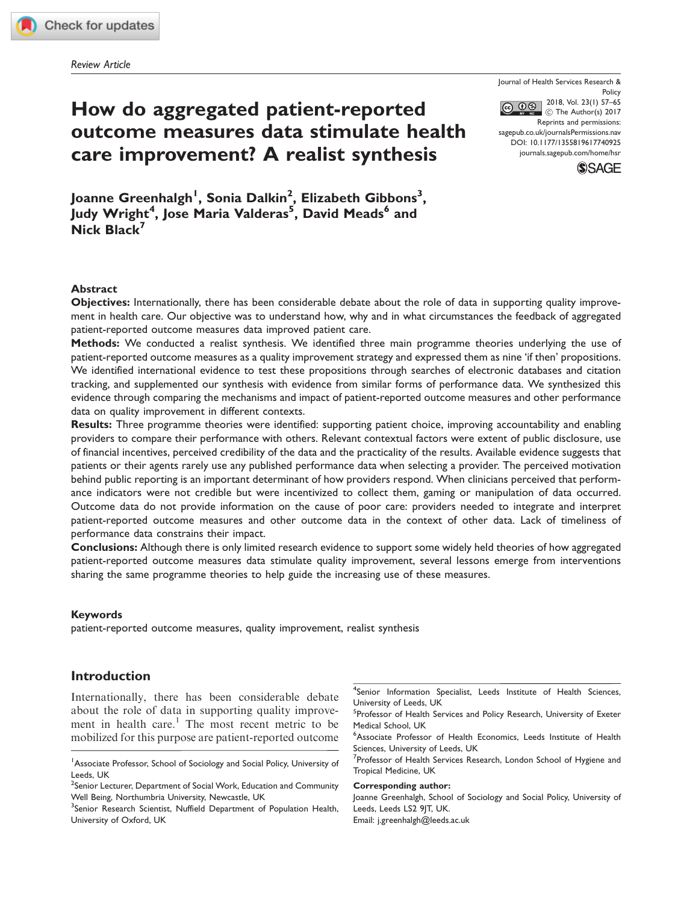*Review Article*

# How do aggregated patient-reported outcome measures data stimulate health care improvement? A realist synthesis

Journal of Health Services Research & Policy
2018, Vol. 23(1) 57–65
© The Author(s) 2017
Reprints and permissions: sagepub.co.uk/journalsPermissions.nav
DOI: 10.1177/1355819617740925
journals.sagepub.com/home/hsr

**Joanne Greenhalgh[1], Sonia Dalkin[2], Elizabeth Gibbons[3], Judy Wright[4], Jose Maria Valderas[5], David Meads[6] and Nick Black[7]**

## Abstract

**Objectives:** Internationally, there has been considerable debate about the role of data in supporting quality improvement in health care. Our objective was to understand how, why and in what circumstances the feedback of aggregated patient-reported outcome measures data improved patient care.

**Methods:** We conducted a realist synthesis. We identified three main programme theories underlying the use of patient-reported outcome measures as a quality improvement strategy and expressed them as nine 'if then' propositions. We identified international evidence to test these propositions through searches of electronic databases and citation tracking, and supplemented our synthesis with evidence from similar forms of performance data. We synthesized this evidence through comparing the mechanisms and impact of patient-reported outcome measures and other performance data on quality improvement in different contexts.

**Results:** Three programme theories were identified: supporting patient choice, improving accountability and enabling providers to compare their performance with others. Relevant contextual factors were extent of public disclosure, use of financial incentives, perceived credibility of the data and the practicality of the results. Available evidence suggests that patients or their agents rarely use any published performance data when selecting a provider. The perceived motivation behind public reporting is an important determinant of how providers respond. When clinicians perceived that performance indicators were not credible but were incentivized to collect them, gaming or manipulation of data occurred. Outcome data do not provide information on the cause of poor care: providers needed to integrate and interpret patient-reported outcome measures and other outcome data in the context of other data. Lack of timeliness of performance data constrains their impact.

**Conclusions:** Although there is only limited research evidence to support some widely held theories of how aggregated patient-reported outcome measures data stimulate quality improvement, several lessons emerge from interventions sharing the same programme theories to help guide the increasing use of these measures.

### Keywords

patient-reported outcome measures, quality improvement, realist synthesis

## Introduction

Internationally, there has been considerable debate about the role of data in supporting quality improvement in health care.[1] The most recent metric to be mobilized for this purpose are patient-reported outcome

[1]Associate Professor, School of Sociology and Social Policy, University of Leeds, UK
[2]Senior Lecturer, Department of Social Work, Education and Community Well Being, Northumbria University, Newcastle, UK
[3]Senior Research Scientist, Nuffield Department of Population Health, University of Oxford, UK
[4]Senior Information Specialist, Leeds Institute of Health Sciences, University of Leeds, UK
[5]Professor of Health Services and Policy Research, University of Exeter Medical School, UK
[6]Associate Professor of Health Economics, Leeds Institute of Health Sciences, University of Leeds, UK
[7]Professor of Health Services Research, London School of Hygiene and Tropical Medicine, UK

**Corresponding author:**
Joanne Greenhalgh, School of Sociology and Social Policy, University of Leeds, Leeds LS2 9JT, UK.
Email: j.greenhalgh@leeds.ac.uk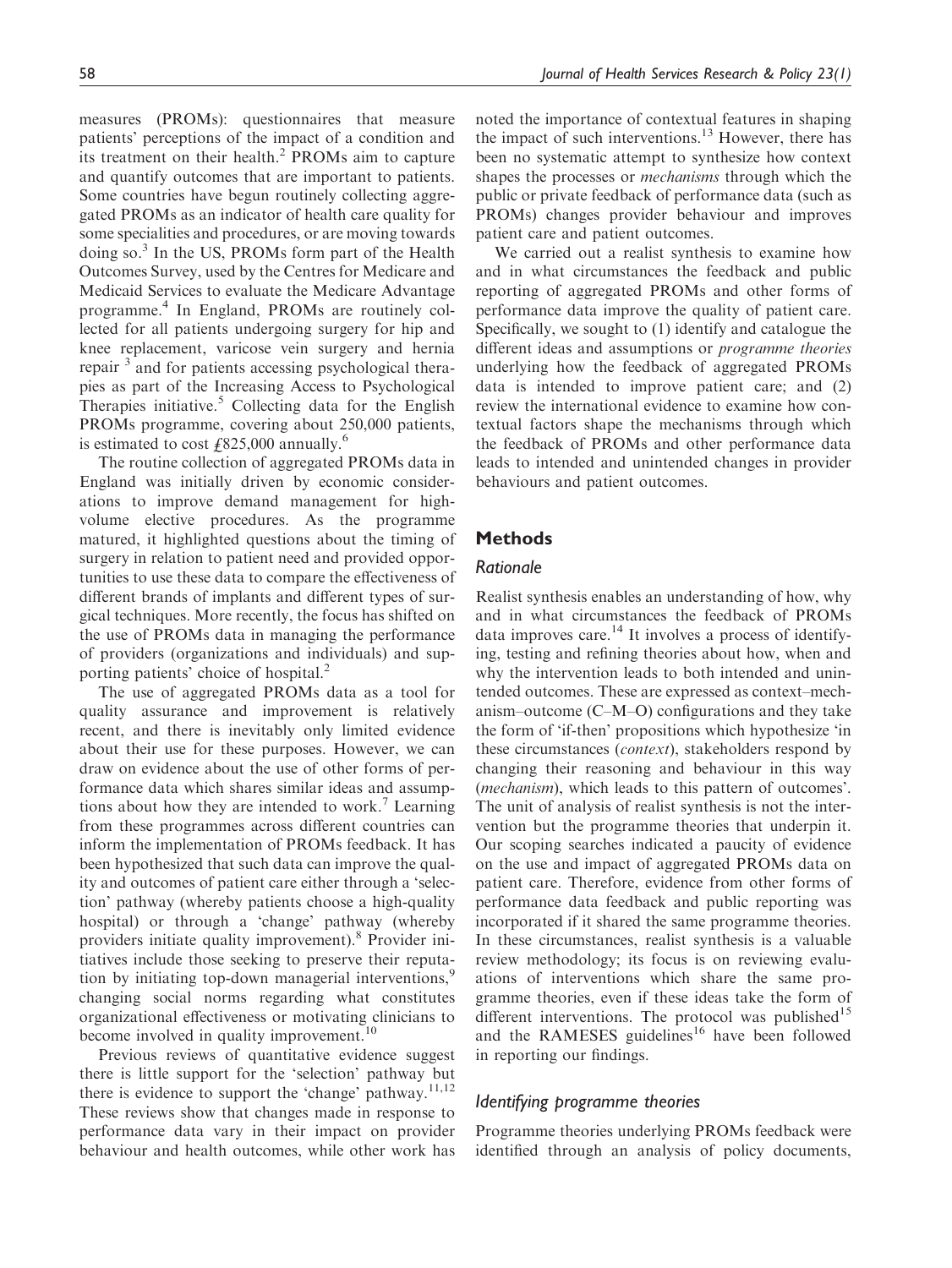measures (PROMs): questionnaires that measure patients' perceptions of the impact of a condition and its treatment on their health.[2] PROMs aim to capture and quantify outcomes that are important to patients. Some countries have begun routinely collecting aggregated PROMs as an indicator of health care quality for some specialities and procedures, or are moving towards doing so.[3] In the US, PROMs form part of the Health Outcomes Survey, used by the Centres for Medicare and Medicaid Services to evaluate the Medicare Advantage programme.[4] In England, PROMs are routinely collected for all patients undergoing surgery for hip and knee replacement, varicose vein surgery and hernia repair [3] and for patients accessing psychological therapies as part of the Increasing Access to Psychological Therapies initiative.[5] Collecting data for the English PROMs programme, covering about 250,000 patients, is estimated to cost ₤825,000 annually.[6]

The routine collection of aggregated PROMs data in England was initially driven by economic considerations to improve demand management for high-volume elective procedures. As the programme matured, it highlighted questions about the timing of surgery in relation to patient need and provided opportunities to use these data to compare the effectiveness of different brands of implants and different types of surgical techniques. More recently, the focus has shifted on the use of PROMs data in managing the performance of providers (organizations and individuals) and supporting patients' choice of hospital.[2]

The use of aggregated PROMs data as a tool for quality assurance and improvement is relatively recent, and there is inevitably only limited evidence about their use for these purposes. However, we can draw on evidence about the use of other forms of performance data which shares similar ideas and assumptions about how they are intended to work.[7] Learning from these programmes across different countries can inform the implementation of PROMs feedback. It has been hypothesized that such data can improve the quality and outcomes of patient care either through a 'selection' pathway (whereby patients choose a high-quality hospital) or through a 'change' pathway (whereby providers initiate quality improvement).[8] Provider initiatives include those seeking to preserve their reputation by initiating top-down managerial interventions,[9] changing social norms regarding what constitutes organizational effectiveness or motivating clinicians to become involved in quality improvement.[10]

Previous reviews of quantitative evidence suggest there is little support for the 'selection' pathway but there is evidence to support the 'change' pathway.[11,12] These reviews show that changes made in response to performance data vary in their impact on provider behaviour and health outcomes, while other work has noted the importance of contextual features in shaping the impact of such interventions.[13] However, there has been no systematic attempt to synthesize how context shapes the processes or *mechanisms* through which the public or private feedback of performance data (such as PROMs) changes provider behaviour and improves patient care and patient outcomes.

We carried out a realist synthesis to examine how and in what circumstances the feedback and public reporting of aggregated PROMs and other forms of performance data improve the quality of patient care. Specifically, we sought to (1) identify and catalogue the different ideas and assumptions or *programme theories* underlying how the feedback of aggregated PROMs data is intended to improve patient care; and (2) review the international evidence to examine how contextual factors shape the mechanisms through which the feedback of PROMs and other performance data leads to intended and unintended changes in provider behaviours and patient outcomes.

## Methods

### Rationale

Realist synthesis enables an understanding of how, why and in what circumstances the feedback of PROMs data improves care.[14] It involves a process of identifying, testing and refining theories about how, when and why the intervention leads to both intended and unintended outcomes. These are expressed as context–mechanism–outcome (C–M–O) configurations and they take the form of 'if-then' propositions which hypothesize 'in these circumstances (*context*), stakeholders respond by changing their reasoning and behaviour in this way (*mechanism*), which leads to this pattern of outcomes'. The unit of analysis of realist synthesis is not the intervention but the programme theories that underpin it. Our scoping searches indicated a paucity of evidence on the use and impact of aggregated PROMs data on patient care. Therefore, evidence from other forms of performance data feedback and public reporting was incorporated if it shared the same programme theories. In these circumstances, realist synthesis is a valuable review methodology; its focus is on reviewing evaluations of interventions which share the same programme theories, even if these ideas take the form of different interventions. The protocol was published[15] and the RAMESES guidelines[16] have been followed in reporting our findings.

### Identifying programme theories

Programme theories underlying PROMs feedback were identified through an analysis of policy documents,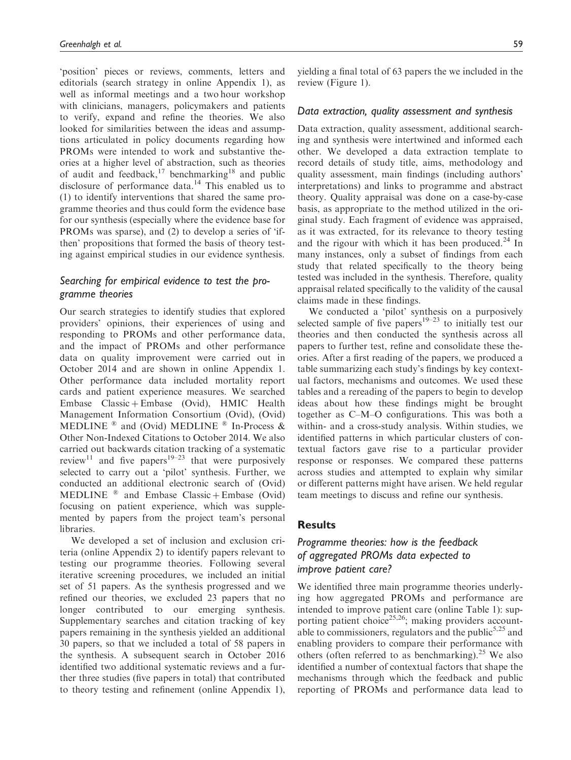'position' pieces or reviews, comments, letters and editorials (search strategy in online Appendix 1), as well as informal meetings and a two hour workshop with clinicians, managers, policymakers and patients to verify, expand and refine the theories. We also looked for similarities between the ideas and assumptions articulated in policy documents regarding how PROMs were intended to work and substantive theories at a higher level of abstraction, such as theories of audit and feedback,[17] benchmarking[18] and public disclosure of performance data.[14] This enabled us to (1) to identify interventions that shared the same programme theories and thus could form the evidence base for our synthesis (especially where the evidence base for PROMs was sparse), and (2) to develop a series of 'if-then' propositions that formed the basis of theory testing against empirical studies in our evidence synthesis.

### *Searching for empirical evidence to test the programme theories*

Our search strategies to identify studies that explored providers' opinions, their experiences of using and responding to PROMs and other performance data, and the impact of PROMs and other performance data on quality improvement were carried out in October 2014 and are shown in online Appendix 1. Other performance data included mortality report cards and patient experience measures. We searched Embase Classic + Embase (Ovid), HMIC Health Management Information Consortium (Ovid), (Ovid) MEDLINE ® and (Ovid) MEDLINE ® In-Process & Other Non-Indexed Citations to October 2014. We also carried out backwards citation tracking of a systematic review[11] and five papers[19–23] that were purposively selected to carry out a 'pilot' synthesis. Further, we conducted an additional electronic search of (Ovid) MEDLINE ® and Embase Classic + Embase (Ovid) focusing on patient experience, which was supplemented by papers from the project team's personal libraries.

We developed a set of inclusion and exclusion criteria (online Appendix 2) to identify papers relevant to testing our programme theories. Following several iterative screening procedures, we included an initial set of 51 papers. As the synthesis progressed and we refined our theories, we excluded 23 papers that no longer contributed to our emerging synthesis. Supplementary searches and citation tracking of key papers remaining in the synthesis yielded an additional 30 papers, so that we included a total of 58 papers in the synthesis. A subsequent search in October 2016 identified two additional systematic reviews and a further three studies (five papers in total) that contributed to theory testing and refinement (online Appendix 1), yielding a final total of 63 papers the we included in the review (Figure 1).

### *Data extraction, quality assessment and synthesis*

Data extraction, quality assessment, additional searching and synthesis were intertwined and informed each other. We developed a data extraction template to record details of study title, aims, methodology and quality assessment, main findings (including authors' interpretations) and links to programme and abstract theory. Quality appraisal was done on a case-by-case basis, as appropriate to the method utilized in the original study. Each fragment of evidence was appraised, as it was extracted, for its relevance to theory testing and the rigour with which it has been produced.[24] In many instances, only a subset of findings from each study that related specifically to the theory being tested was included in the synthesis. Therefore, quality appraisal related specifically to the validity of the causal claims made in these findings.

We conducted a 'pilot' synthesis on a purposively selected sample of five papers[19–23] to initially test our theories and then conducted the synthesis across all papers to further test, refine and consolidate these theories. After a first reading of the papers, we produced a table summarizing each study's findings by key contextual factors, mechanisms and outcomes. We used these tables and a rereading of the papers to begin to develop ideas about how these findings might be brought together as C–M–O configurations. This was both a within- and a cross-study analysis. Within studies, we identified patterns in which particular clusters of contextual factors gave rise to a particular provider response or responses. We compared these patterns across studies and attempted to explain why similar or different patterns might have arisen. We held regular team meetings to discuss and refine our synthesis.

## Results

### *Programme theories: how is the feedback of aggregated PROMs data expected to improve patient care?*

We identified three main programme theories underlying how aggregated PROMs and performance are intended to improve patient care (online Table 1): supporting patient choice[25,26]; making providers accountable to commissioners, regulators and the public[5,25] and enabling providers to compare their performance with others (often referred to as benchmarking).[25] We also identified a number of contextual factors that shape the mechanisms through which the feedback and public reporting of PROMs and performance data lead to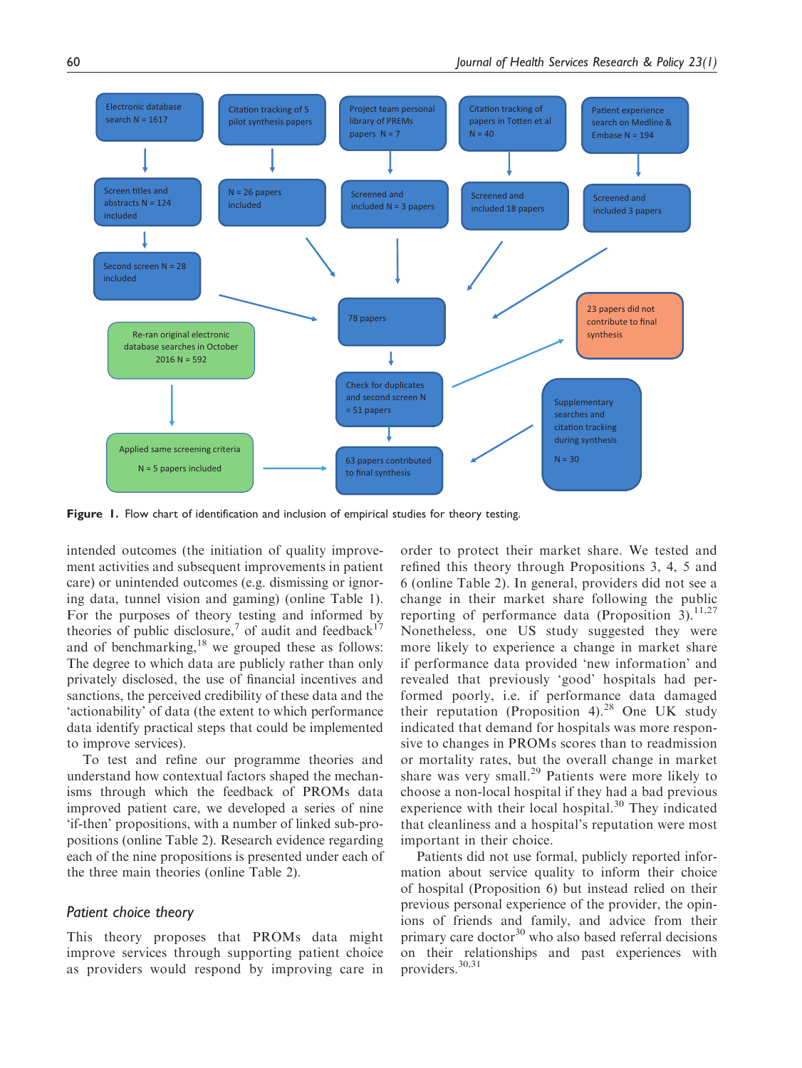Electronic database search N = 1617

Citation tracking of 5 pilot synthesis papers

Project team personal library of PREMs papers N = 7

Citation tracking of papers in Totten et al N = 40

Patient experience search on Medline & Embase N = 194

Screen titles and abstracts N = 124 included

N = 26 papers included

Screened and included N = 3 papers

Screened and included 18 papers

Screened and included 3 papers

Second screen N = 28 included

78 papers

23 papers did not contribute to final synthesis

Re-ran original electronic database searches in October 2016 N = 592

Check for duplicates and second screen N = 51 papers

Supplementary searches and citation tracking during synthesis N = 30

Applied same screening criteria N = 5 papers included

63 papers contributed to final synthesis

**Figure 1.** Flow chart of identification and inclusion of empirical studies for theory testing.

intended outcomes (the initiation of quality improvement activities and subsequent improvements in patient care) or unintended outcomes (e.g. dismissing or ignoring data, tunnel vision and gaming) (online Table 1). For the purposes of theory testing and informed by theories of public disclosure,[7] of audit and feedback[17] and of benchmarking,[18] we grouped these as follows: The degree to which data are publicly rather than only privately disclosed, the use of financial incentives and sanctions, the perceived credibility of these data and the 'actionability' of data (the extent to which performance data identify practical steps that could be implemented to improve services).

To test and refine our programme theories and understand how contextual factors shaped the mechanisms through which the feedback of PROMs data improved patient care, we developed a series of nine 'if-then' propositions, with a number of linked sub-propositions (online Table 2). Research evidence regarding each of the nine propositions is presented under each of the three main theories (online Table 2).

## Patient choice theory

This theory proposes that PROMs data might improve services through supporting patient choice as providers would respond by improving care in order to protect their market share. We tested and refined this theory through Propositions 3, 4, 5 and 6 (online Table 2). In general, providers did not see a change in their market share following the public reporting of performance data (Proposition 3).[11,27] Nonetheless, one US study suggested they were more likely to experience a change in market share if performance data provided 'new information' and revealed that previously 'good' hospitals had performed poorly, i.e. if performance data damaged their reputation (Proposition 4).[28] One UK study indicated that demand for hospitals was more responsive to changes in PROMs scores than to readmission or mortality rates, but the overall change in market share was very small.[29] Patients were more likely to choose a non-local hospital if they had a bad previous experience with their local hospital.[30] They indicated that cleanliness and a hospital's reputation were most important in their choice.

Patients did not use formal, publicly reported information about service quality to inform their choice of hospital (Proposition 6) but instead relied on their previous personal experience of the provider, the opinions of friends and family, and advice from their primary care doctor[30] who also based referral decisions on their relationships and past experiences with providers.[30,31]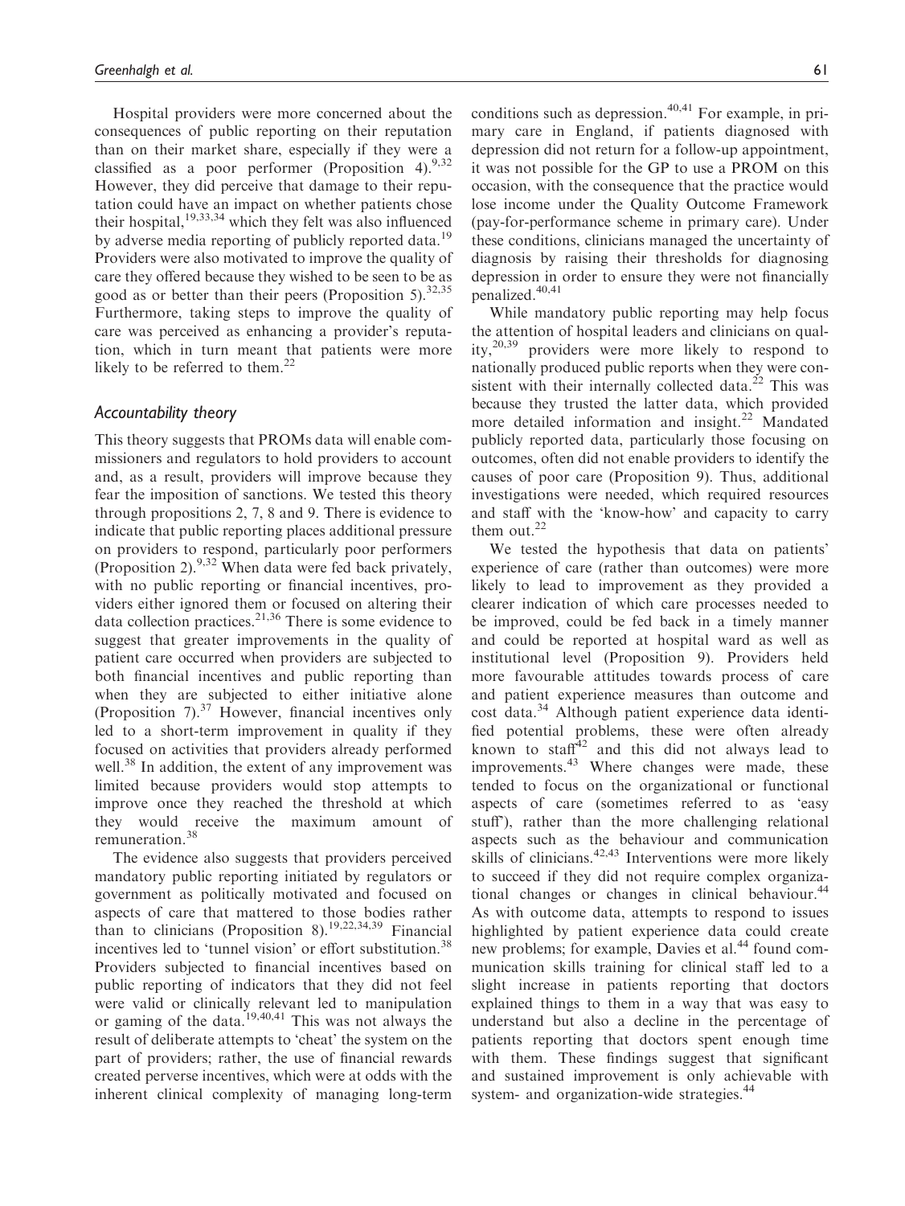Hospital providers were more concerned about the consequences of public reporting on their reputation than on their market share, especially if they were a classified as a poor performer (Proposition 4).[9,32] However, they did perceive that damage to their reputation could have an impact on whether patients chose their hospital,[19,33,34] which they felt was also influenced by adverse media reporting of publicly reported data.[19] Providers were also motivated to improve the quality of care they offered because they wished to be seen to be as good as or better than their peers (Proposition 5).[32,35] Furthermore, taking steps to improve the quality of care was perceived as enhancing a provider's reputation, which in turn meant that patients were more likely to be referred to them.[22]

### *Accountability theory*

This theory suggests that PROMs data will enable commissioners and regulators to hold providers to account and, as a result, providers will improve because they fear the imposition of sanctions. We tested this theory through propositions 2, 7, 8 and 9. There is evidence to indicate that public reporting places additional pressure on providers to respond, particularly poor performers (Proposition 2).[9,32] When data were fed back privately, with no public reporting or financial incentives, providers either ignored them or focused on altering their data collection practices.[21,36] There is some evidence to suggest that greater improvements in the quality of patient care occurred when providers are subjected to both financial incentives and public reporting than when they are subjected to either initiative alone (Proposition 7).[37] However, financial incentives only led to a short-term improvement in quality if they focused on activities that providers already performed well.[38] In addition, the extent of any improvement was limited because providers would stop attempts to improve once they reached the threshold at which they would receive the maximum amount of remuneration.[38]

The evidence also suggests that providers perceived mandatory public reporting initiated by regulators or government as politically motivated and focused on aspects of care that mattered to those bodies rather than to clinicians (Proposition 8).[19,22,34,39] Financial incentives led to 'tunnel vision' or effort substitution.[38] Providers subjected to financial incentives based on public reporting of indicators that they did not feel were valid or clinically relevant led to manipulation or gaming of the data.[19,40,41] This was not always the result of deliberate attempts to 'cheat' the system on the part of providers; rather, the use of financial rewards created perverse incentives, which were at odds with the inherent clinical complexity of managing long-term conditions such as depression.[40,41] For example, in primary care in England, if patients diagnosed with depression did not return for a follow-up appointment, it was not possible for the GP to use a PROM on this occasion, with the consequence that the practice would lose income under the Quality Outcome Framework (pay-for-performance scheme in primary care). Under these conditions, clinicians managed the uncertainty of diagnosis by raising their thresholds for diagnosing depression in order to ensure they were not financially penalized.[40,41]

While mandatory public reporting may help focus the attention of hospital leaders and clinicians on quality,[20,39] providers were more likely to respond to nationally produced public reports when they were consistent with their internally collected data.[22] This was because they trusted the latter data, which provided more detailed information and insight.[22] Mandated publicly reported data, particularly those focusing on outcomes, often did not enable providers to identify the causes of poor care (Proposition 9). Thus, additional investigations were needed, which required resources and staff with the 'know-how' and capacity to carry them out.[22]

We tested the hypothesis that data on patients' experience of care (rather than outcomes) were more likely to lead to improvement as they provided a clearer indication of which care processes needed to be improved, could be fed back in a timely manner and could be reported at hospital ward as well as institutional level (Proposition 9). Providers held more favourable attitudes towards process of care and patient experience measures than outcome and cost data.[34] Although patient experience data identified potential problems, these were often already known to staff[42] and this did not always lead to improvements.[43] Where changes were made, these tended to focus on the organizational or functional aspects of care (sometimes referred to as 'easy stuff'), rather than the more challenging relational aspects such as the behaviour and communication skills of clinicians.[42,43] Interventions were more likely to succeed if they did not require complex organizational changes or changes in clinical behaviour.[44] As with outcome data, attempts to respond to issues highlighted by patient experience data could create new problems; for example, Davies et al.[44] found communication skills training for clinical staff led to a slight increase in patients reporting that doctors explained things to them in a way that was easy to understand but also a decline in the percentage of patients reporting that doctors spent enough time with them. These findings suggest that significant and sustained improvement is only achievable with system- and organization-wide strategies.[44]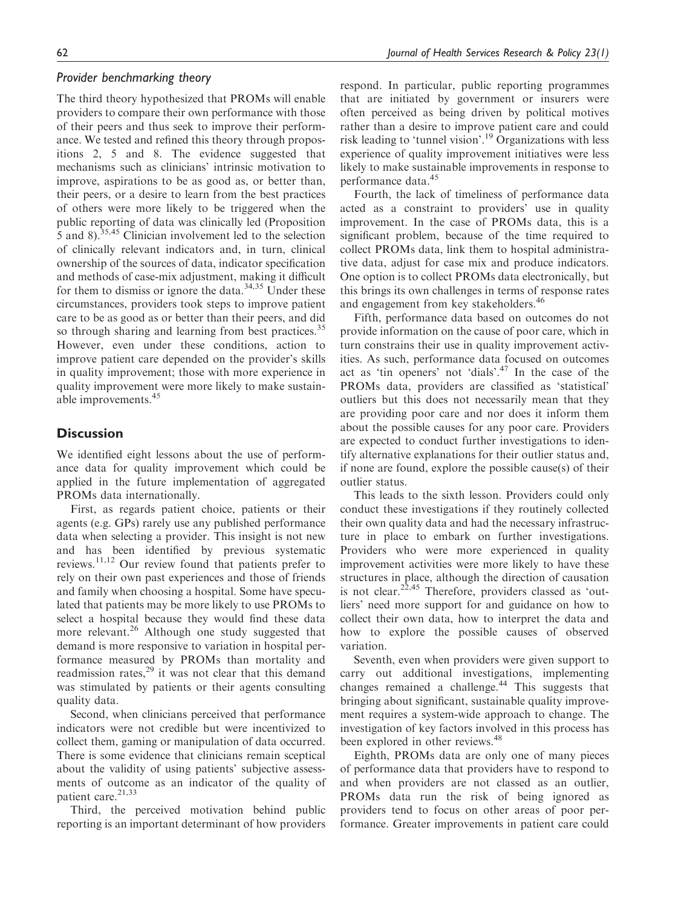### *Provider benchmarking theory*

The third theory hypothesized that PROMs will enable providers to compare their own performance with those of their peers and thus seek to improve their performance. We tested and refined this theory through propositions 2, 5 and 8. The evidence suggested that mechanisms such as clinicians' intrinsic motivation to improve, aspirations to be as good as, or better than, their peers, or a desire to learn from the best practices of others were more likely to be triggered when the public reporting of data was clinically led (Proposition 5 and 8).[35,45] Clinician involvement led to the selection of clinically relevant indicators and, in turn, clinical ownership of the sources of data, indicator specification and methods of case-mix adjustment, making it difficult for them to dismiss or ignore the data.[34,35] Under these circumstances, providers took steps to improve patient care to be as good as or better than their peers, and did so through sharing and learning from best practices.[35] However, even under these conditions, action to improve patient care depended on the provider's skills in quality improvement; those with more experience in quality improvement were more likely to make sustainable improvements.[45]

## Discussion

We identified eight lessons about the use of performance data for quality improvement which could be applied in the future implementation of aggregated PROMs data internationally.

First, as regards patient choice, patients or their agents (e.g. GPs) rarely use any published performance data when selecting a provider. This insight is not new and has been identified by previous systematic reviews.[11,12] Our review found that patients prefer to rely on their own past experiences and those of friends and family when choosing a hospital. Some have speculated that patients may be more likely to use PROMs to select a hospital because they would find these data more relevant.[26] Although one study suggested that demand is more responsive to variation in hospital performance measured by PROMs than mortality and readmission rates,[29] it was not clear that this demand was stimulated by patients or their agents consulting quality data.

Second, when clinicians perceived that performance indicators were not credible but were incentivized to collect them, gaming or manipulation of data occurred. There is some evidence that clinicians remain sceptical about the validity of using patients' subjective assessments of outcome as an indicator of the quality of patient care.[21,33]

Third, the perceived motivation behind public reporting is an important determinant of how providers respond. In particular, public reporting programmes that are initiated by government or insurers were often perceived as being driven by political motives rather than a desire to improve patient care and could risk leading to 'tunnel vision'.[19] Organizations with less experience of quality improvement initiatives were less likely to make sustainable improvements in response to performance data.[45]

Fourth, the lack of timeliness of performance data acted as a constraint to providers' use in quality improvement. In the case of PROMs data, this is a significant problem, because of the time required to collect PROMs data, link them to hospital administrative data, adjust for case mix and produce indicators. One option is to collect PROMs data electronically, but this brings its own challenges in terms of response rates and engagement from key stakeholders.[46]

Fifth, performance data based on outcomes do not provide information on the cause of poor care, which in turn constrains their use in quality improvement activities. As such, performance data focused on outcomes act as 'tin openers' not 'dials'.[47] In the case of the PROMs data, providers are classified as 'statistical' outliers but this does not necessarily mean that they are providing poor care and nor does it inform them about the possible causes for any poor care. Providers are expected to conduct further investigations to identify alternative explanations for their outlier status and, if none are found, explore the possible cause(s) of their outlier status.

This leads to the sixth lesson. Providers could only conduct these investigations if they routinely collected their own quality data and had the necessary infrastructure in place to embark on further investigations. Providers who were more experienced in quality improvement activities were more likely to have these structures in place, although the direction of causation is not clear.[22,45] Therefore, providers classed as 'outliers' need more support for and guidance on how to collect their own data, how to interpret the data and how to explore the possible causes of observed variation.

Seventh, even when providers were given support to carry out additional investigations, implementing changes remained a challenge.[44] This suggests that bringing about significant, sustainable quality improvement requires a system-wide approach to change. The investigation of key factors involved in this process has been explored in other reviews.[48]

Eighth, PROMs data are only one of many pieces of performance data that providers have to respond to and when providers are not classed as an outlier, PROMs data run the risk of being ignored as providers tend to focus on other areas of poor performance. Greater improvements in patient care could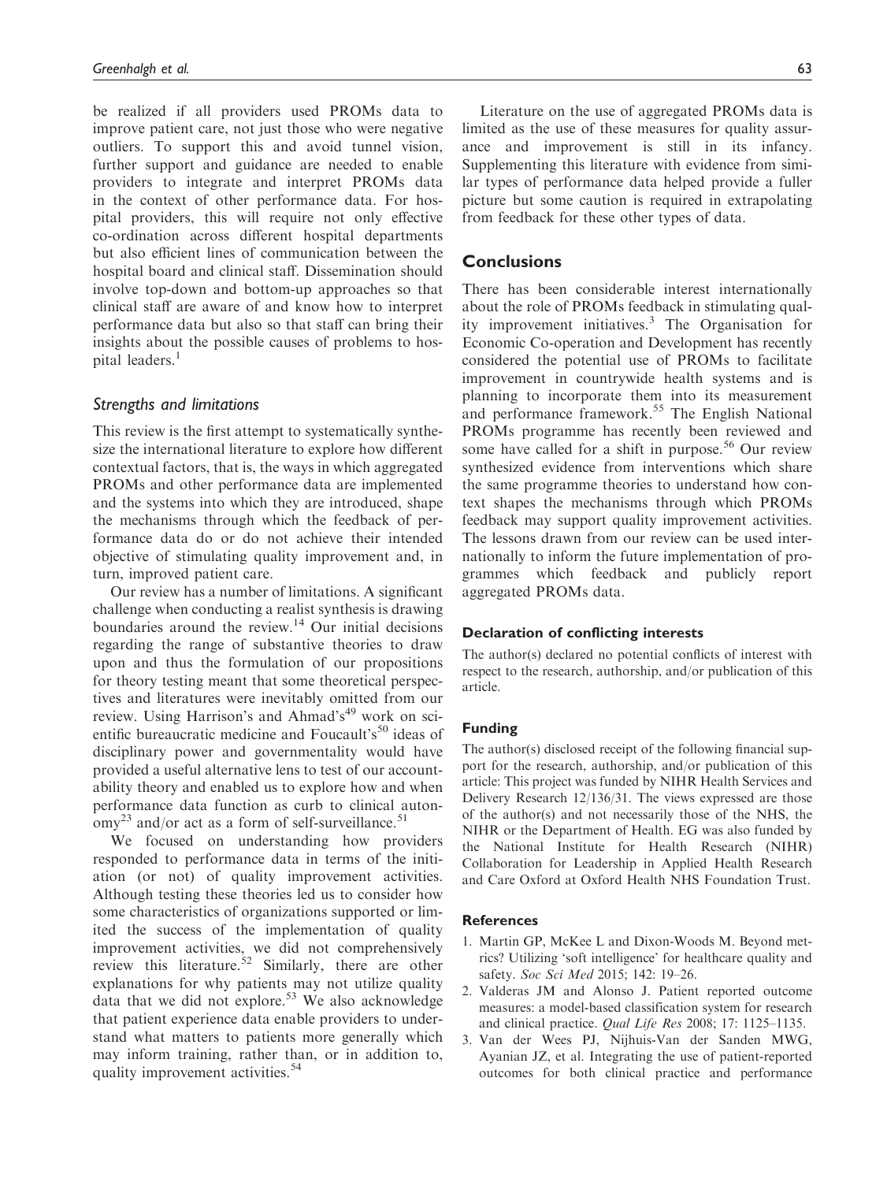be realized if all providers used PROMs data to improve patient care, not just those who were negative outliers. To support this and avoid tunnel vision, further support and guidance are needed to enable providers to integrate and interpret PROMs data in the context of other performance data. For hospital providers, this will require not only effective co-ordination across different hospital departments but also efficient lines of communication between the hospital board and clinical staff. Dissemination should involve top-down and bottom-up approaches so that clinical staff are aware of and know how to interpret performance data but also so that staff can bring their insights about the possible causes of problems to hospital leaders.[1]

### *Strengths and limitations*

This review is the first attempt to systematically synthesize the international literature to explore how different contextual factors, that is, the ways in which aggregated PROMs and other performance data are implemented and the systems into which they are introduced, shape the mechanisms through which the feedback of performance data do or do not achieve their intended objective of stimulating quality improvement and, in turn, improved patient care.

Our review has a number of limitations. A significant challenge when conducting a realist synthesis is drawing boundaries around the review.[14] Our initial decisions regarding the range of substantive theories to draw upon and thus the formulation of our propositions for theory testing meant that some theoretical perspectives and literatures were inevitably omitted from our review. Using Harrison's and Ahmad's[49] work on scientific bureaucratic medicine and Foucault's[50] ideas of disciplinary power and governmentality would have provided a useful alternative lens to test of our accountability theory and enabled us to explore how and when performance data function as curb to clinical autonomy[23] and/or act as a form of self-surveillance.[51]

We focused on understanding how providers responded to performance data in terms of the initiation (or not) of quality improvement activities. Although testing these theories led us to consider how some characteristics of organizations supported or limited the success of the implementation of quality improvement activities, we did not comprehensively review this literature.[52] Similarly, there are other explanations for why patients may not utilize quality data that we did not explore.[53] We also acknowledge that patient experience data enable providers to understand what matters to patients more generally which may inform training, rather than, or in addition to, quality improvement activities.[54]

Literature on the use of aggregated PROMs data is limited as the use of these measures for quality assurance and improvement is still in its infancy. Supplementing this literature with evidence from similar types of performance data helped provide a fuller picture but some caution is required in extrapolating from feedback for these other types of data.

## Conclusions

There has been considerable interest internationally about the role of PROMs feedback in stimulating quality improvement initiatives.[3] The Organisation for Economic Co-operation and Development has recently considered the potential use of PROMs to facilitate improvement in countrywide health systems and is planning to incorporate them into its measurement and performance framework.[55] The English National PROMs programme has recently been reviewed and some have called for a shift in purpose.[56] Our review synthesized evidence from interventions which share the same programme theories to understand how context shapes the mechanisms through which PROMs feedback may support quality improvement activities. The lessons drawn from our review can be used internationally to inform the future implementation of programmes which feedback and publicly report aggregated PROMs data.

#### Declaration of conflicting interests

The author(s) declared no potential conflicts of interest with respect to the research, authorship, and/or publication of this article.

#### Funding

The author(s) disclosed receipt of the following financial support for the research, authorship, and/or publication of this article: This project was funded by NIHR Health Services and Delivery Research 12/136/31. The views expressed are those of the author(s) and not necessarily those of the NHS, the NIHR or the Department of Health. EG was also funded by the National Institute for Health Research (NIHR) Collaboration for Leadership in Applied Health Research and Care Oxford at Oxford Health NHS Foundation Trust.

#### References

1. Martin GP, McKee L and Dixon-Woods M. Beyond metrics? Utilizing 'soft intelligence' for healthcare quality and safety. *Soc Sci Med* 2015; 142: 19–26.
2. Valderas JM and Alonso J. Patient reported outcome measures: a model-based classification system for research and clinical practice. *Qual Life Res* 2008; 17: 1125–1135.
3. Van der Wees PJ, Nijhuis-Van der Sanden MWG, Ayanian JZ, et al. Integrating the use of patient-reported outcomes for both clinical practice and performance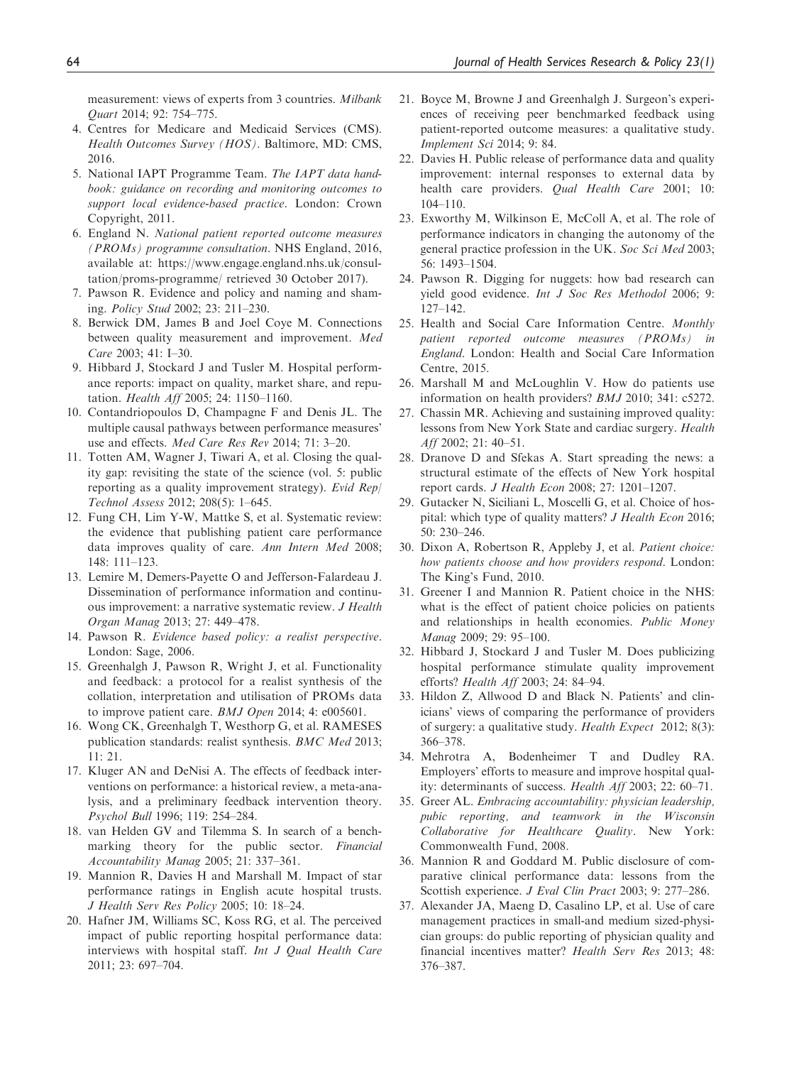measurement: views of experts from 3 countries. *Milbank Quart* 2014; 92: 754–775.

4. Centres for Medicare and Medicaid Services (CMS). *Health Outcomes Survey (HOS)*. Baltimore, MD: CMS, 2016.
5. National IAPT Programme Team. *The IAPT data handbook: guidance on recording and monitoring outcomes to support local evidence-based practice*. London: Crown Copyright, 2011.
6. England N. *National patient reported outcome measures (PROMs) programme consultation*. NHS England, 2016, available at: https://www.engage.england.nhs.uk/consultation/proms-programme/ retrieved 30 October 2017).
7. Pawson R. Evidence and policy and naming and shaming. *Policy Stud* 2002; 23: 211–230.
8. Berwick DM, James B and Joel Coye M. Connections between quality measurement and improvement. *Med Care* 2003; 41: I–30.
9. Hibbard J, Stockard J and Tusler M. Hospital performance reports: impact on quality, market share, and reputation. *Health Aff* 2005; 24: 1150–1160.
10. Contandriopoulos D, Champagne F and Denis JL. The multiple causal pathways between performance measures' use and effects. *Med Care Res Rev* 2014; 71: 3–20.
11. Totten AM, Wagner J, Tiwari A, et al. Closing the quality gap: revisiting the state of the science (vol. 5: public reporting as a quality improvement strategy). *Evid Rep/Technol Assess* 2012; 208(5): 1–645.
12. Fung CH, Lim Y-W, Mattke S, et al. Systematic review: the evidence that publishing patient care performance data improves quality of care. *Ann Intern Med* 2008; 148: 111–123.
13. Lemire M, Demers-Payette O and Jefferson-Falardeau J. Dissemination of performance information and continuous improvement: a narrative systematic review. *J Health Organ Manag* 2013; 27: 449–478.
14. Pawson R. *Evidence based policy: a realist perspective*. London: Sage, 2006.
15. Greenhalgh J, Pawson R, Wright J, et al. Functionality and feedback: a protocol for a realist synthesis of the collation, interpretation and utilisation of PROMs data to improve patient care. *BMJ Open* 2014; 4: e005601.
16. Wong CK, Greenhalgh T, Westhorp G, et al. RAMESES publication standards: realist synthesis. *BMC Med* 2013; 11: 21.
17. Kluger AN and DeNisi A. The effects of feedback interventions on performance: a historical review, a meta-analysis, and a preliminary feedback intervention theory. *Psychol Bull* 1996; 119: 254–284.
18. van Helden GV and Tilemma S. In search of a benchmarking theory for the public sector. *Financial Accountability Manag* 2005; 21: 337–361.
19. Mannion R, Davies H and Marshall M. Impact of star performance ratings in English acute hospital trusts. *J Health Serv Res Policy* 2005; 10: 18–24.
20. Hafner JM, Williams SC, Koss RG, et al. The perceived impact of public reporting hospital performance data: interviews with hospital staff. *Int J Qual Health Care* 2011; 23: 697–704.
21. Boyce M, Browne J and Greenhalgh J. Surgeon's experiences of receiving peer benchmarked feedback using patient-reported outcome measures: a qualitative study. *Implement Sci* 2014; 9: 84.
22. Davies H. Public release of performance data and quality improvement: internal responses to external data by health care providers. *Qual Health Care* 2001; 10: 104–110.
23. Exworthy M, Wilkinson E, McColl A, et al. The role of performance indicators in changing the autonomy of the general practice profession in the UK. *Soc Sci Med* 2003; 56: 1493–1504.
24. Pawson R. Digging for nuggets: how bad research can yield good evidence. *Int J Soc Res Methodol* 2006; 9: 127–142.
25. Health and Social Care Information Centre. *Monthly patient reported outcome measures (PROMs) in England*. London: Health and Social Care Information Centre, 2015.
26. Marshall M and McLoughlin V. How do patients use information on health providers? *BMJ* 2010; 341: c5272.
27. Chassin MR. Achieving and sustaining improved quality: lessons from New York State and cardiac surgery. *Health Aff* 2002; 21: 40–51.
28. Dranove D and Sfekas A. Start spreading the news: a structural estimate of the effects of New York hospital report cards. *J Health Econ* 2008; 27: 1201–1207.
29. Gutacker N, Siciliani L, Moscelli G, et al. Choice of hospital: which type of quality matters? *J Health Econ* 2016; 50: 230–246.
30. Dixon A, Robertson R, Appleby J, et al. *Patient choice: how patients choose and how providers respond*. London: The King's Fund, 2010.
31. Greener I and Mannion R. Patient choice in the NHS: what is the effect of patient choice policies on patients and relationships in health economies. *Public Money Manag* 2009; 29: 95–100.
32. Hibbard J, Stockard J and Tusler M. Does publicizing hospital performance stimulate quality improvement efforts? *Health Aff* 2003; 24: 84–94.
33. Hildon Z, Allwood D and Black N. Patients' and clinicians' views of comparing the performance of providers of surgery: a qualitative study. *Health Expect* 2012; 8(3): 366–378.
34. Mehrotra A, Bodenheimer T and Dudley RA. Employers' efforts to measure and improve hospital quality: determinants of success. *Health Aff* 2003; 22: 60–71.
35. Greer AL. *Embracing accountability: physician leadership, pubic reporting, and teamwork in the Wisconsin Collaborative for Healthcare Quality*. New York: Commonwealth Fund, 2008.
36. Mannion R and Goddard M. Public disclosure of comparative clinical performance data: lessons from the Scottish experience. *J Eval Clin Pract* 2003; 9: 277–286.
37. Alexander JA, Maeng D, Casalino LP, et al. Use of care management practices in small-and medium sized-physician groups: do public reporting of physician quality and financial incentives matter? *Health Serv Res* 2013; 48: 376–387.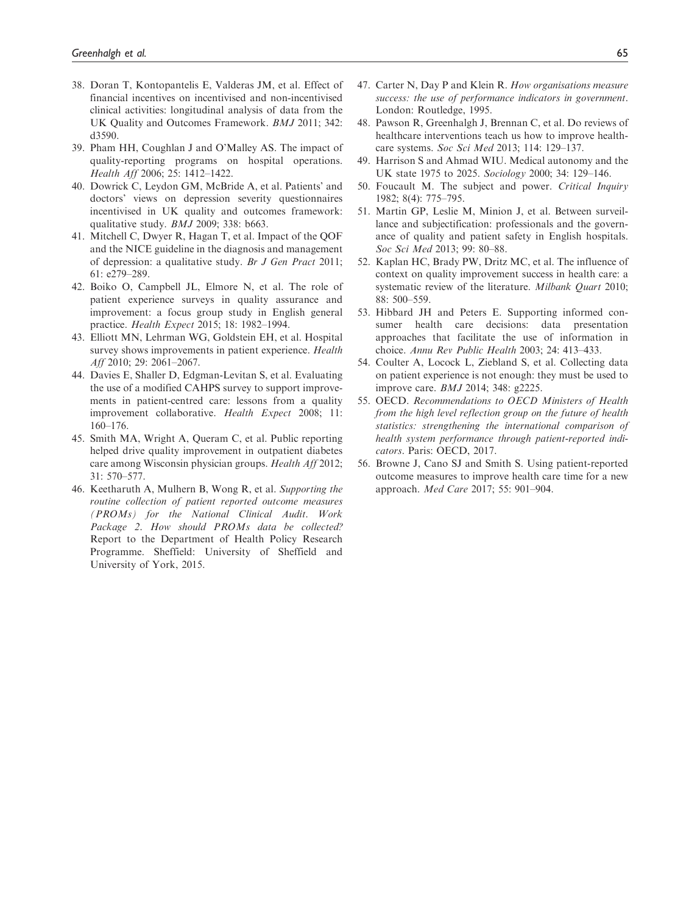38. Doran T, Kontopantelis E, Valderas JM, et al. Effect of financial incentives on incentivised and non-incentivised clinical activities: longitudinal analysis of data from the UK Quality and Outcomes Framework. *BMJ* 2011; 342: d3590.
39. Pham HH, Coughlan J and O'Malley AS. The impact of quality-reporting programs on hospital operations. *Health Aff* 2006; 25: 1412–1422.
40. Dowrick C, Leydon GM, McBride A, et al. Patients' and doctors' views on depression severity questionnaires incentivised in UK quality and outcomes framework: qualitative study. *BMJ* 2009; 338: b663.
41. Mitchell C, Dwyer R, Hagan T, et al. Impact of the QOF and the NICE guideline in the diagnosis and management of depression: a qualitative study. *Br J Gen Pract* 2011; 61: e279–289.
42. Boiko O, Campbell JL, Elmore N, et al. The role of patient experience surveys in quality assurance and improvement: a focus group study in English general practice. *Health Expect* 2015; 18: 1982–1994.
43. Elliott MN, Lehrman WG, Goldstein EH, et al. Hospital survey shows improvements in patient experience. *Health Aff* 2010; 29: 2061–2067.
44. Davies E, Shaller D, Edgman-Levitan S, et al. Evaluating the use of a modified CAHPS survey to support improvements in patient-centred care: lessons from a quality improvement collaborative. *Health Expect* 2008; 11: 160–176.
45. Smith MA, Wright A, Queram C, et al. Public reporting helped drive quality improvement in outpatient diabetes care among Wisconsin physician groups. *Health Aff* 2012; 31: 570–577.
46. Keetharuth A, Mulhern B, Wong R, et al. *Supporting the routine collection of patient reported outcome measures (PROMs) for the National Clinical Audit. Work Package 2. How should PROMs data be collected?* Report to the Department of Health Policy Research Programme. Sheffield: University of Sheffield and University of York, 2015.
47. Carter N, Day P and Klein R. *How organisations measure success: the use of performance indicators in government*. London: Routledge, 1995.
48. Pawson R, Greenhalgh J, Brennan C, et al. Do reviews of healthcare interventions teach us how to improve healthcare systems. *Soc Sci Med* 2013; 114: 129–137.
49. Harrison S and Ahmad WIU. Medical autonomy and the UK state 1975 to 2025. *Sociology* 2000; 34: 129–146.
50. Foucault M. The subject and power. *Critical Inquiry* 1982; 8(4): 775–795.
51. Martin GP, Leslie M, Minion J, et al. Between surveillance and subjectification: professionals and the governance of quality and patient safety in English hospitals. *Soc Sci Med* 2013; 99: 80–88.
52. Kaplan HC, Brady PW, Dritz MC, et al. The influence of context on quality improvement success in health care: a systematic review of the literature. *Milbank Quart* 2010; 88: 500–559.
53. Hibbard JH and Peters E. Supporting informed consumer health care decisions: data presentation approaches that facilitate the use of information in choice. *Annu Rev Public Health* 2003; 24: 413–433.
54. Coulter A, Locock L, Ziebland S, et al. Collecting data on patient experience is not enough: they must be used to improve care. *BMJ* 2014; 348: g2225.
55. OECD. *Recommendations to OECD Ministers of Health from the high level reflection group on the future of health statistics: strengthening the international comparison of health system performance through patient-reported indicators*. Paris: OECD, 2017.
56. Browne J, Cano SJ and Smith S. Using patient-reported outcome measures to improve health care time for a new approach. *Med Care* 2017; 55: 901–904.